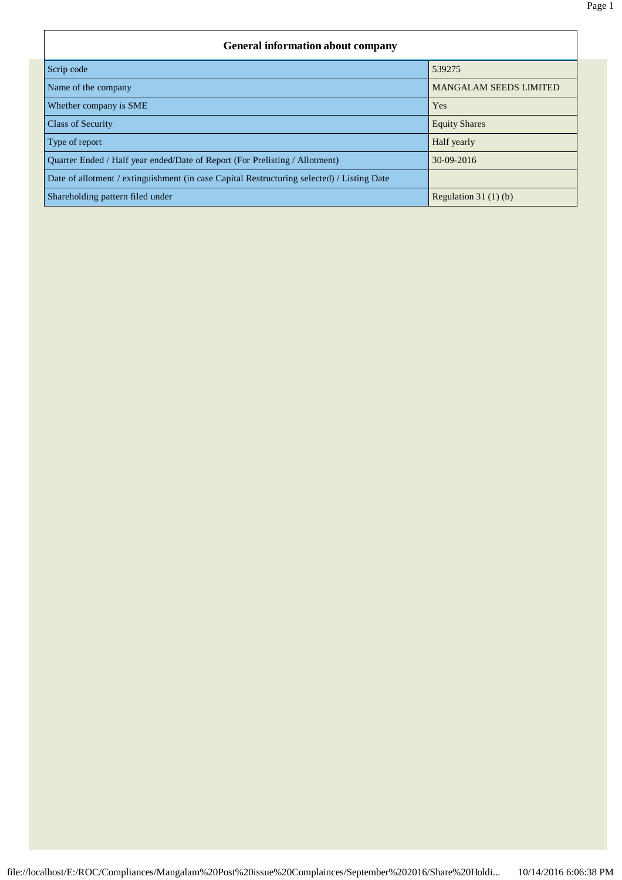## General information about company

| | |
|---|---|
| Scrip code | 539275 |
| Name of the company | MANGALAM SEEDS LIMITED |
| Whether company is SME | Yes |
| Class of Security | Equity Shares |
| Type of report | Half yearly |
| Quarter Ended / Half year ended/Date of Report (For Prelisting / Allotment) | 30-09-2016 |
| Date of allotment / extinguishment (in case Capital Restructuring selected) / Listing Date | |
| Shareholding pattern filed under | Regulation 31 (1) (b) |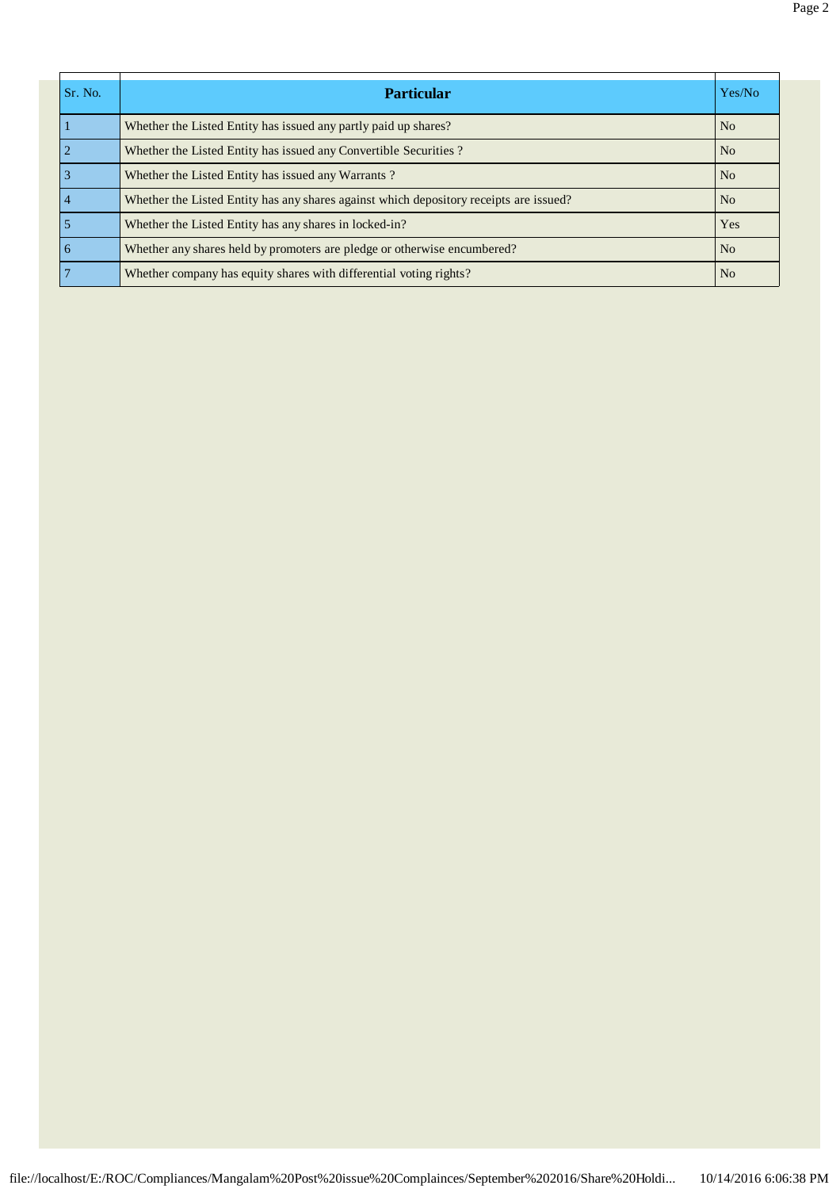| Sr. No. | Particular | Yes/No |
|---|---|---|
| 1 | Whether the Listed Entity has issued any partly paid up shares? | No |
| 2 | Whether the Listed Entity has issued any Convertible Securities ? | No |
| 3 | Whether the Listed Entity has issued any Warrants ? | No |
| 4 | Whether the Listed Entity has any shares against which depository receipts are issued? | No |
| 5 | Whether the Listed Entity has any shares in locked-in? | Yes |
| 6 | Whether any shares held by promoters are pledge or otherwise encumbered? | No |
| 7 | Whether company has equity shares with differential voting rights? | No |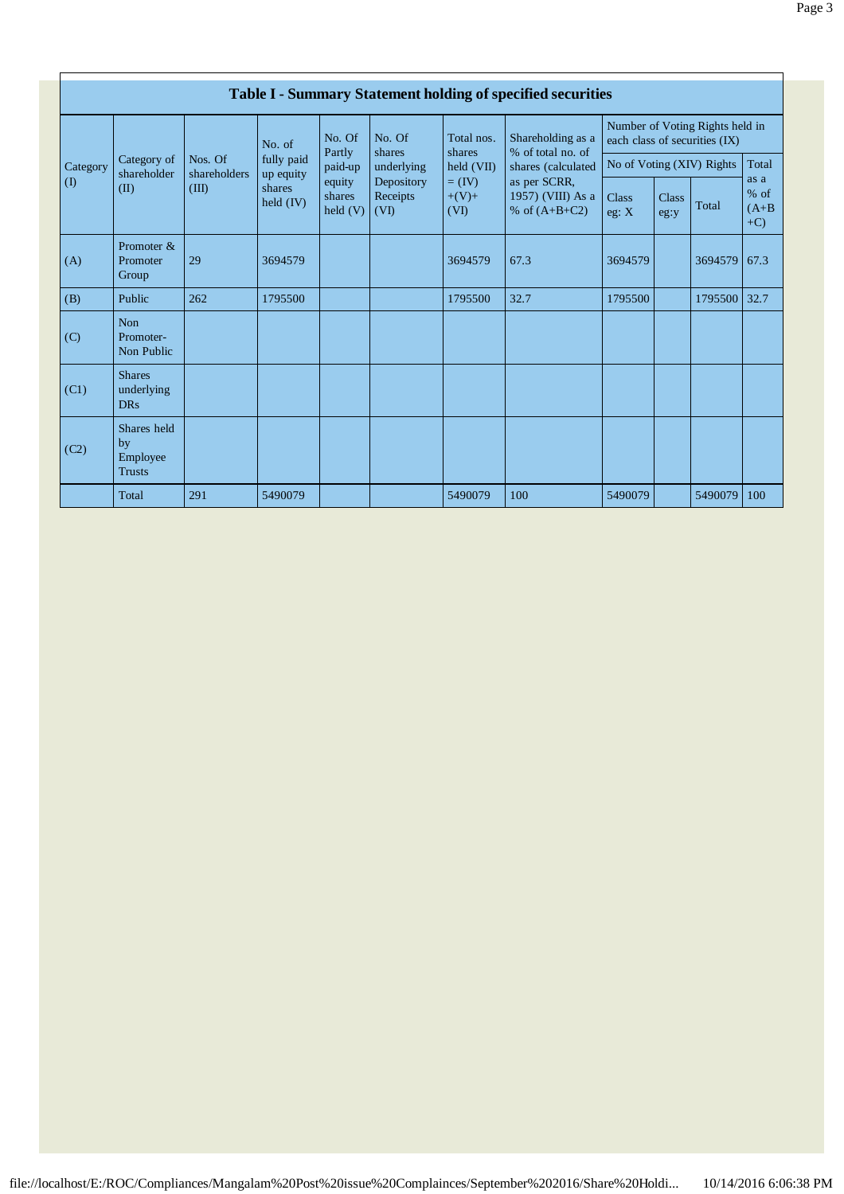## Table I - Summary Statement holding of specified securities

| Category (I) | Category of shareholder (II) | Nos. Of shareholders (III) | No. of fully paid up equity shares held (IV) | No. Of Partly paid-up equity shares held (V) | No. Of shares underlying Depository Receipts (VI) | Total nos. shares held (VII) = (IV)+(V)+ (VI) | Shareholding as a % of total no. of shares (calculated as per SCRR, 1957) (VIII) As a % of (A+B+C2) | Number of Voting Rights held in each class of securities (IX) | | | |
|---|---|---|---|---|---|---|---|---|---|---|---|
| | | | | | | | | No of Voting (XIV) Rights | | | Total as a % of (A+B+C) |
| | | | | | | | | Class eg: X | Class eg:y | Total | |
| (A) | Promoter & Promoter Group | 29 | 3694579 | | | 3694579 | 67.3 | 3694579 | | 3694579 | 67.3 |
| (B) | Public | 262 | 1795500 | | | 1795500 | 32.7 | 1795500 | | 1795500 | 32.7 |
| (C) | Non Promoter- Non Public | | | | | | | | | | |
| (C1) | Shares underlying DRs | | | | | | | | | | |
| (C2) | Shares held by Employee Trusts | | | | | | | | | | |
| | Total | 291 | 5490079 | | | 5490079 | 100 | 5490079 | | 5490079 | 100 |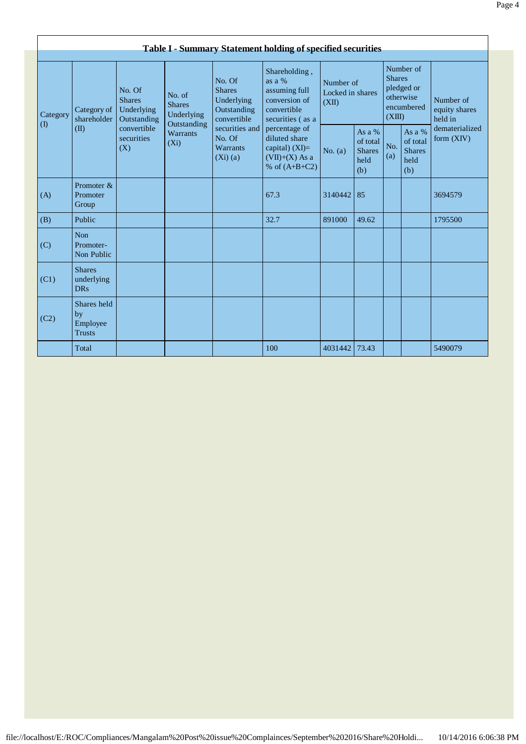## Table I - Summary Statement holding of specified securities

| Category (I) | Category of shareholder (II) | No. Of Shares Underlying Outstanding convertible securities (X) | No. of Shares Underlying Outstanding Warrants (Xi) | No. Of Shares Underlying Outstanding convertible securities and No. Of Warrants (Xi) (a) | Shareholding , as a % assuming full conversion of convertible securities ( as a percentage of diluted share capital) (XI)= (VII)+(X) As a % of (A+B+C2) | Number of Locked in shares (XII) | | Number of Shares pledged or otherwise encumbered (XIII) | | Number of equity shares held in dematerialized form (XIV) |
|---|---|---|---|---|---|---|---|---|---|---|
| | | | | | | No. (a) | As a % of total Shares held (b) | No. (a) | As a % of total Shares held (b) | |
| (A) | Promoter & Promoter Group | | | | 67.3 | 3140442 | 85 | | | 3694579 |
| (B) | Public | | | | 32.7 | 891000 | 49.62 | | | 1795500 |
| (C) | Non Promoter- Non Public | | | | | | | | | |
| (C1) | Shares underlying DRs | | | | | | | | | |
| (C2) | Shares held by Employee Trusts | | | | | | | | | |
| | Total | | | | 100 | 4031442 | 73.43 | | | 5490079 |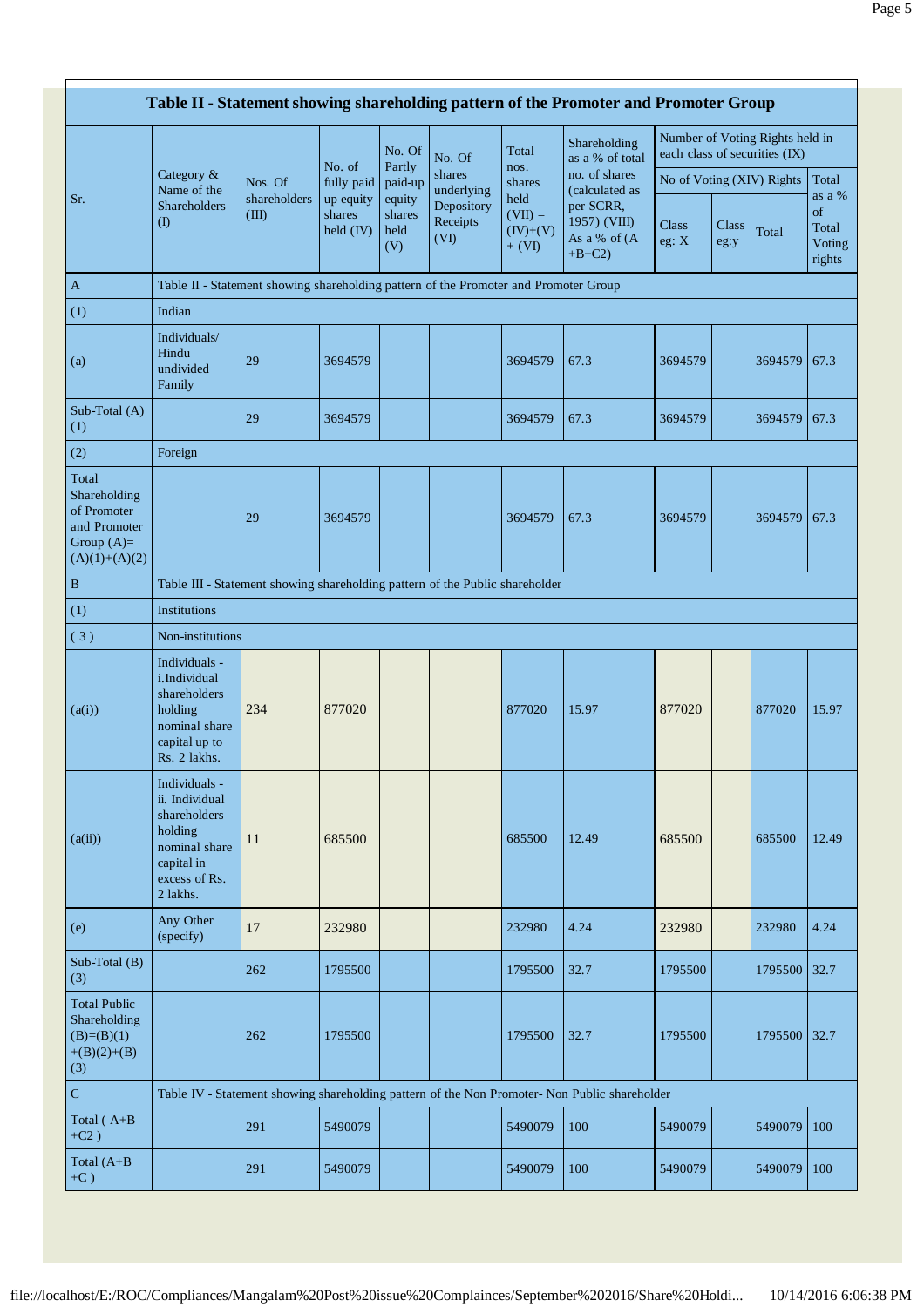## Table II - Statement showing shareholding pattern of the Promoter and Promoter Group

| Sr. | Category & Name of the Shareholders (I) | Nos. Of shareholders (III) | No. of fully paid up equity shares held (IV) | No. Of Partly paid-up equity shares held (V) | No. Of shares underlying Depository Receipts (VI) | Total nos. shares held (VII) = (IV)+(V)+ (VI) | Shareholding as a % of total no. of shares (calculated as per SCRR, 1957) (VIII) As a % of (A+B+C2) | Number of Voting Rights held in each class of securities (IX) | | | |
|---|---|---|---|---|---|---|---|---|---|---|---|
| | | | | | | | | No of Voting (XIV) Rights | | | Total as a % of Total Voting rights |
| | | | | | | | | Class eg: X | Class eg:y | Total | |
| A | Table II - Statement showing shareholding pattern of the Promoter and Promoter Group | | | | | | | | | | |
| (1) | Indian | | | | | | | | | | |
| (a) | Individuals/ Hindu undivided Family | 29 | 3694579 | | | 3694579 | 67.3 | 3694579 | | 3694579 | 67.3 |
| Sub-Total (A) (1) | | 29 | 3694579 | | | 3694579 | 67.3 | 3694579 | | 3694579 | 67.3 |
| (2) | Foreign | | | | | | | | | | |
| Total Shareholding of Promoter and Promoter Group (A)=(A)(1)+(A)(2) | | 29 | 3694579 | | | 3694579 | 67.3 | 3694579 | | 3694579 | 67.3 |
| B | Table III - Statement showing shareholding pattern of the Public shareholder | | | | | | | | | | |
| (1) | Institutions | | | | | | | | | | |
| ( 3 ) | Non-institutions | | | | | | | | | | |
| (a(i)) | Individuals - i.Individual shareholders holding nominal share capital up to Rs. 2 lakhs. | 234 | 877020 | | | 877020 | 15.97 | 877020 | | 877020 | 15.97 |
| (a(ii)) | Individuals - ii. Individual shareholders holding nominal share capital in excess of Rs. 2 lakhs. | 11 | 685500 | | | 685500 | 12.49 | 685500 | | 685500 | 12.49 |
| (e) | Any Other (specify) | 17 | 232980 | | | 232980 | 4.24 | 232980 | | 232980 | 4.24 |
| Sub-Total (B) (3) | | 262 | 1795500 | | | 1795500 | 32.7 | 1795500 | | 1795500 | 32.7 |
| Total Public Shareholding (B)=(B)(1)+(B)(2)+(B)(3) | | 262 | 1795500 | | | 1795500 | 32.7 | 1795500 | | 1795500 | 32.7 |
| C | Table IV - Statement showing shareholding pattern of the Non Promoter- Non Public shareholder | | | | | | | | | | |
| Total ( A+B+C2 ) | | 291 | 5490079 | | | 5490079 | 100 | 5490079 | | 5490079 | 100 |
| Total (A+B+C ) | | 291 | 5490079 | | | 5490079 | 100 | 5490079 | | 5490079 | 100 |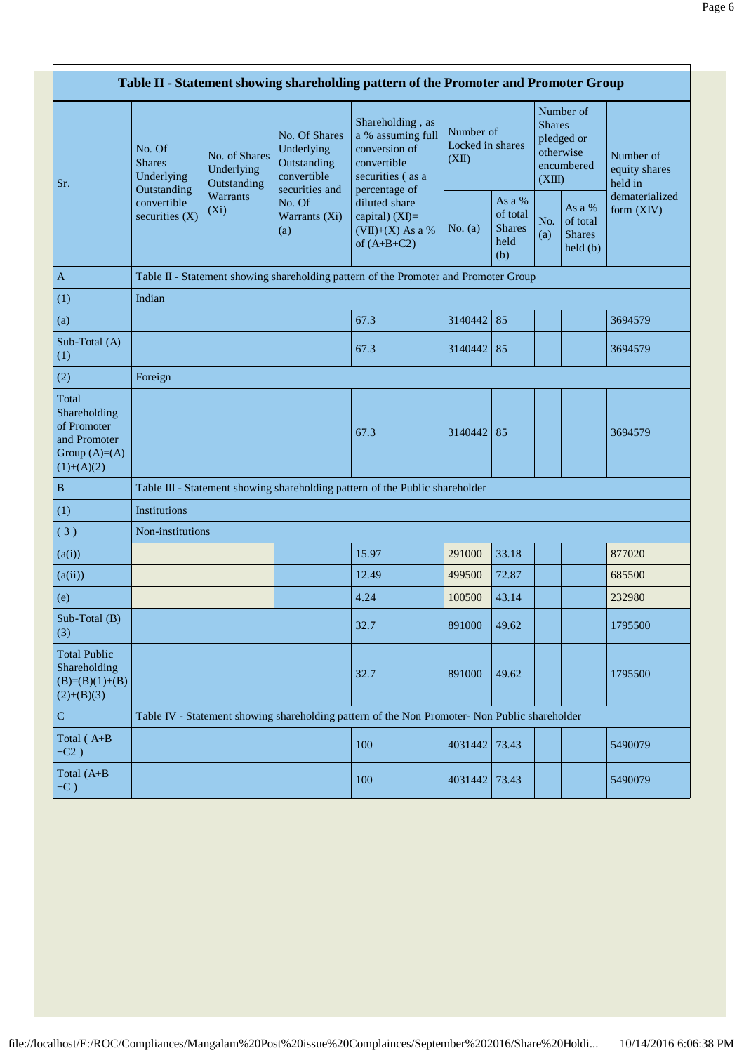| Table II - Statement showing shareholding pattern of the Promoter and Promoter Group | | | | | | | | | |
|---|---|---|---|---|---|---|---|---|---|
| Sr. | No. Of Shares Underlying Outstanding convertible securities (X) | No. of Shares Underlying Outstanding Warrants (Xi) | No. Of Shares Underlying Outstanding convertible securities and No. Of Warrants (Xi) (a) | Shareholding , as a % assuming full conversion of convertible securities ( as a percentage of diluted share capital) (XI)= (VII)+(X) As a % of (A+B+C2) | Number of Locked in shares (XII) | | Number of Shares pledged or otherwise encumbered (XIII) | | Number of equity shares held in dematerialized form (XIV) |
| | | | | | No. (a) | As a % of total Shares held (b) | No. (a) | As a % of total Shares held (b) | |
| A | Table II - Statement showing shareholding pattern of the Promoter and Promoter Group | | | | | | | | |
| (1) | Indian | | | | | | | | |
| (a) | | | | 67.3 | 3140442 | 85 | | | 3694579 |
| Sub-Total (A) (1) | | | | 67.3 | 3140442 | 85 | | | 3694579 |
| (2) | Foreign | | | | | | | | |
| Total Shareholding of Promoter and Promoter Group (A)=(A)(1)+(A)(2) | | | | 67.3 | 3140442 | 85 | | | 3694579 |
| B | Table III - Statement showing shareholding pattern of the Public shareholder | | | | | | | | |
| (1) | Institutions | | | | | | | | |
| ( 3 ) | Non-institutions | | | | | | | | |
| (a(i)) | | | | 15.97 | 291000 | 33.18 | | | 877020 |
| (a(ii)) | | | | 12.49 | 499500 | 72.87 | | | 685500 |
| (e) | | | | 4.24 | 100500 | 43.14 | | | 232980 |
| Sub-Total (B) (3) | | | | 32.7 | 891000 | 49.62 | | | 1795500 |
| Total Public Shareholding (B)=(B)(1)+(B)(2)+(B)(3) | | | | 32.7 | 891000 | 49.62 | | | 1795500 |
| C | Table IV - Statement showing shareholding pattern of the Non Promoter- Non Public shareholder | | | | | | | | |
| Total ( A+B +C2 ) | | | | 100 | 4031442 | 73.43 | | | 5490079 |
| Total (A+B +C ) | | | | 100 | 4031442 | 73.43 | | | 5490079 |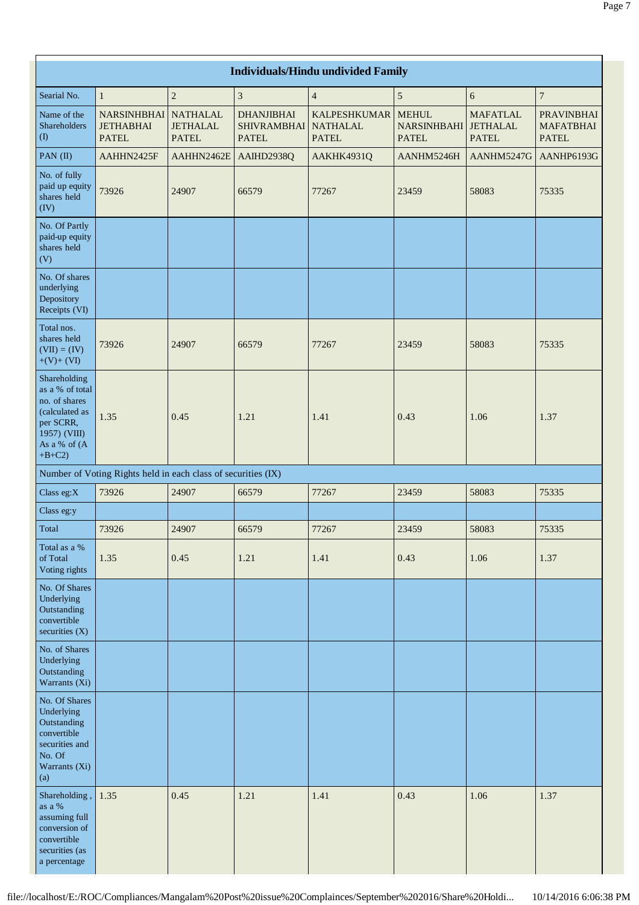| Individuals/Hindu undivided Family | | | | | | | |
|---|---|---|---|---|---|---|---|
| Searial No. | 1 | 2 | 3 | 4 | 5 | 6 | 7 |
| Name of the Shareholders (I) | NARSINHBHAI JETHABHAI PATEL | NATHALAL JETHALAL PATEL | DHANJIBHAI SHIVRAMBHAI PATEL | KALPESHKUMAR NATHALAL PATEL | MEHUL NARSINHBAHI PATEL | MAFATLAL JETHALAL PATEL | PRAVINBHAI MAFATBHAI PATEL |
| PAN (II) | AAHHN2425F | AAHHN2462E | AAIHD2938Q | AAKHK4931Q | AANHM5246H | AANHM5247G | AANHP6193G |
| No. of fully paid up equity shares held (IV) | 73926 | 24907 | 66579 | 77267 | 23459 | 58083 | 75335 |
| No. Of Partly paid-up equity shares held (V) | | | | | | | |
| No. Of shares underlying Depository Receipts (VI) | | | | | | | |
| Total nos. shares held (VII) = (IV) +(V)+ (VI) | 73926 | 24907 | 66579 | 77267 | 23459 | 58083 | 75335 |
| Shareholding as a % of total no. of shares (calculated as per SCRR, 1957) (VIII) As a % of (A +B+C2) | 1.35 | 0.45 | 1.21 | 1.41 | 0.43 | 1.06 | 1.37 |
| Number of Voting Rights held in each class of securities (IX) | | | | | | | |
| Class eg:X | 73926 | 24907 | 66579 | 77267 | 23459 | 58083 | 75335 |
| Class eg:y | | | | | | | |
| Total | 73926 | 24907 | 66579 | 77267 | 23459 | 58083 | 75335 |
| Total as a % of Total Voting rights | 1.35 | 0.45 | 1.21 | 1.41 | 0.43 | 1.06 | 1.37 |
| No. Of Shares Underlying Outstanding convertible securities (X) | | | | | | | |
| No. of Shares Underlying Outstanding Warrants (Xi) | | | | | | | |
| No. Of Shares Underlying Outstanding convertible securities and No. Of Warrants (Xi) (a) | | | | | | | |
| Shareholding , as a % assuming full conversion of convertible securities (as a percentage | 1.35 | 0.45 | 1.21 | 1.41 | 0.43 | 1.06 | 1.37 |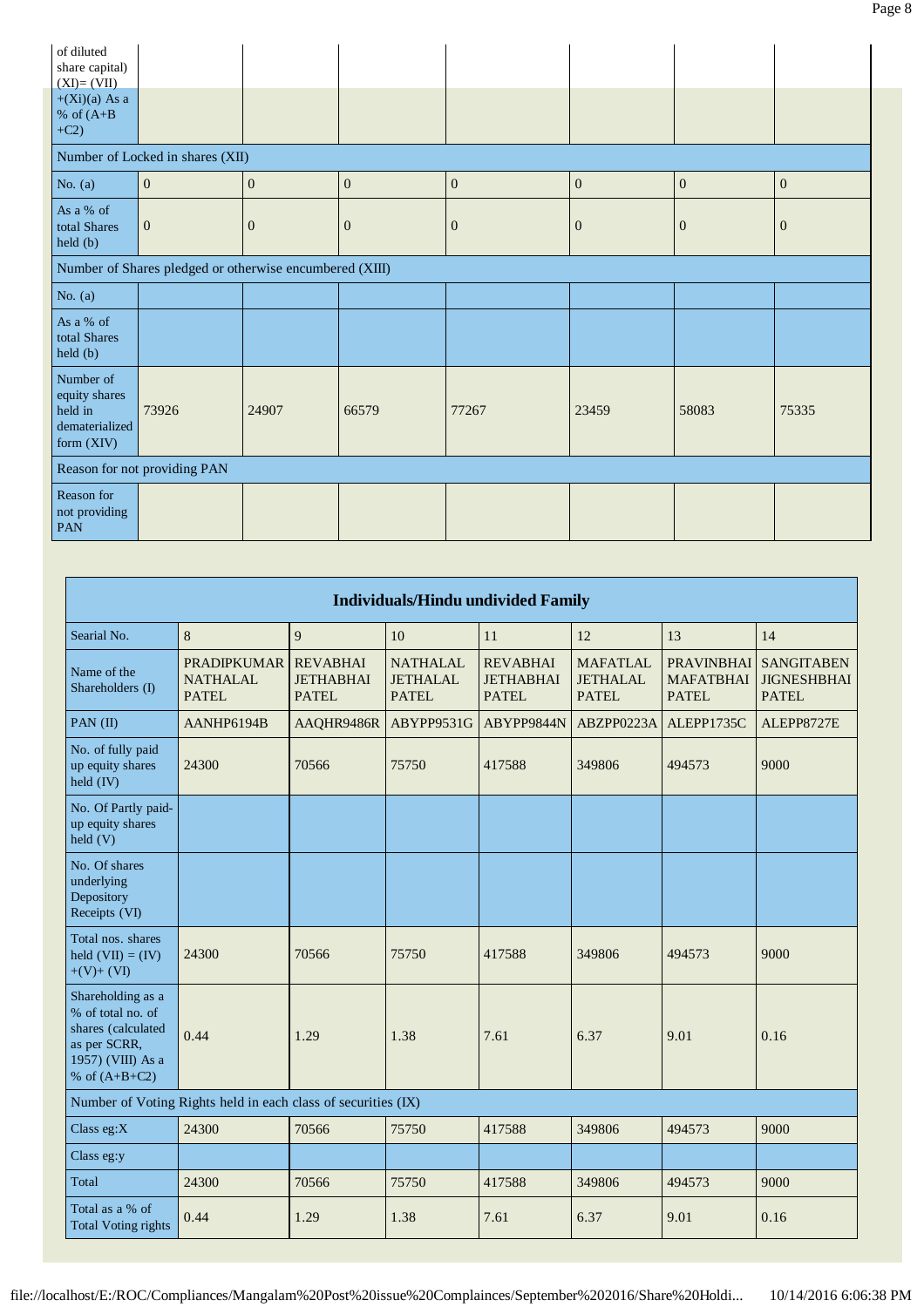| of diluted share capital) (XI)= (VII) +(Xi)(a) As a % of (A+B +C2) | | | | | | | |
|---|---|---|---|---|---|---|---|
| Number of Locked in shares (XII) | | | | | | | |
| No. (a) | 0 | 0 | 0 | 0 | 0 | 0 | 0 |
| As a % of total Shares held (b) | 0 | 0 | 0 | 0 | 0 | 0 | 0 |
| Number of Shares pledged or otherwise encumbered (XIII) | | | | | | | |
| No. (a) | | | | | | | |
| As a % of total Shares held (b) | | | | | | | |
| Number of equity shares held in dematerialized form (XIV) | 73926 | 24907 | 66579 | 77267 | 23459 | 58083 | 75335 |
| Reason for not providing PAN | | | | | | | |
| Reason for not providing PAN | | | | | | | |

## Individuals/Hindu undivided Family

| Searial No. | 8 | 9 | 10 | 11 | 12 | 13 | 14 |
|---|---|---|---|---|---|---|---|
| Name of the Shareholders (I) | PRADIPKUMAR NATHALAL PATEL | REVABHAI JETHABHAI PATEL | NATHALAL JETHALAL PATEL | REVABHAI JETHABHAI PATEL | MAFATLAL JETHALAL PATEL | PRAVINBHAI MAFATBHAI PATEL | SANGITABEN JIGNESHBHAI PATEL |
| PAN (II) | AANHP6194B | AAQHR9486R | ABYPP9531G | ABYPP9844N | ABZPP0223A | ALEPP1735C | ALEPP8727E |
| No. of fully paid up equity shares held (IV) | 24300 | 70566 | 75750 | 417588 | 349806 | 494573 | 9000 |
| No. Of Partly paid-up equity shares held (V) | | | | | | | |
| No. Of shares underlying Depository Receipts (VI) | | | | | | | |
| Total nos. shares held (VII) = (IV) +(V)+ (VI) | 24300 | 70566 | 75750 | 417588 | 349806 | 494573 | 9000 |
| Shareholding as a % of total no. of shares (calculated as per SCRR, 1957) (VIII) As a % of (A+B+C2) | 0.44 | 1.29 | 1.38 | 7.61 | 6.37 | 9.01 | 0.16 |
| Number of Voting Rights held in each class of securities (IX) | | | | | | | |
| Class eg:X | 24300 | 70566 | 75750 | 417588 | 349806 | 494573 | 9000 |
| Class eg:y | | | | | | | |
| Total | 24300 | 70566 | 75750 | 417588 | 349806 | 494573 | 9000 |
| Total as a % of Total Voting rights | 0.44 | 1.29 | 1.38 | 7.61 | 6.37 | 9.01 | 0.16 |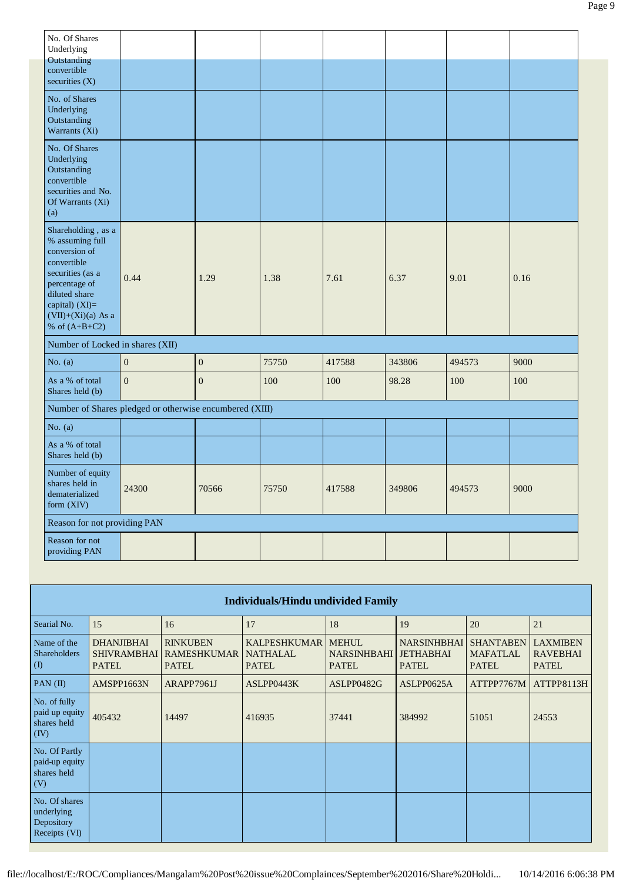| | | | | | | | |
|---|---|---|---|---|---|---|---|
| No. Of Shares Underlying Outstanding convertible securities (X) | | | | | | | |
| No. of Shares Underlying Outstanding Warrants (Xi) | | | | | | | |
| No. Of Shares Underlying Outstanding convertible securities and No. Of Warrants (Xi) (a) | | | | | | | |
| Shareholding , as a % assuming full conversion of convertible securities (as a percentage of diluted share capital) (XI)= (VII)+(Xi)(a) As a % of (A+B+C2) | 0.44 | 1.29 | 1.38 | 7.61 | 6.37 | 9.01 | 0.16 |
| Number of Locked in shares (XII) | | | | | | | |
| No. (a) | 0 | 0 | 75750 | 417588 | 343806 | 494573 | 9000 |
| As a % of total Shares held (b) | 0 | 0 | 100 | 100 | 98.28 | 100 | 100 |
| Number of Shares pledged or otherwise encumbered (XIII) | | | | | | | |
| No. (a) | | | | | | | |
| As a % of total Shares held (b) | | | | | | | |
| Number of equity shares held in dematerialized form (XIV) | 24300 | 70566 | 75750 | 417588 | 349806 | 494573 | 9000 |
| Reason for not providing PAN | | | | | | | |
| Reason for not providing PAN | | | | | | | |

## Individuals/Hindu undivided Family

| Searial No. | 15 | 16 | 17 | 18 | 19 | 20 | 21 |
|---|---|---|---|---|---|---|---|
| Name of the Shareholders (I) | DHANJIBHAI SHIVRAMBHAI PATEL | RINKUBEN RAMESHKUMAR PATEL | KALPESHKUMAR NATHALAL PATEL | MEHUL NARSINHBAHI PATEL | NARSINHBHAI JETHABHAI PATEL | SHANTABEN MAFATLAL PATEL | LAXMIBEN RAVEBHAI PATEL |
| PAN (II) | AMSPP1663N | ARAPP7961J | ASLPP0443K | ASLPP0482G | ASLPP0625A | ATTPP7767M | ATTPP8113H |
| No. of fully paid up equity shares held (IV) | 405432 | 14497 | 416935 | 37441 | 384992 | 51051 | 24553 |
| No. Of Partly paid-up equity shares held (V) | | | | | | | |
| No. Of shares underlying Depository Receipts (VI) | | | | | | | |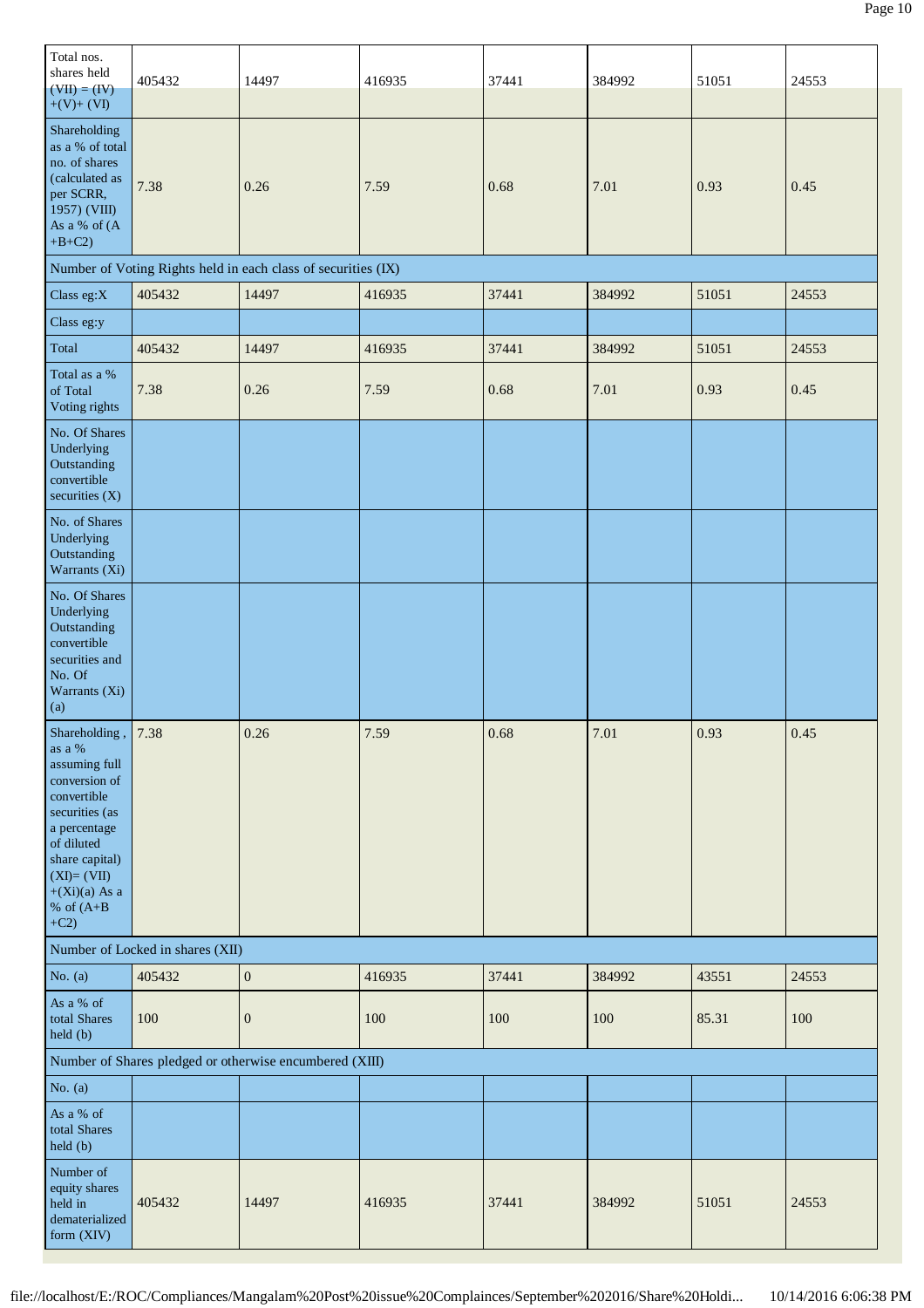| Total nos. shares held (VII) = (IV)+(V)+ (VI) | 405432 | 14497 | 416935 | 37441 | 384992 | 51051 | 24553 |
|---|---|---|---|---|---|---|---|
| Shareholding as a % of total no. of shares (calculated as per SCRR, 1957) (VIII) As a % of (A+B+C2) | 7.38 | 0.26 | 7.59 | 0.68 | 7.01 | 0.93 | 0.45 |
| Number of Voting Rights held in each class of securities (IX) | | | | | | | |
| Class eg:X | 405432 | 14497 | 416935 | 37441 | 384992 | 51051 | 24553 |
| Class eg:y | | | | | | | |
| Total | 405432 | 14497 | 416935 | 37441 | 384992 | 51051 | 24553 |
| Total as a % of Total Voting rights | 7.38 | 0.26 | 7.59 | 0.68 | 7.01 | 0.93 | 0.45 |
| No. Of Shares Underlying Outstanding convertible securities (X) | | | | | | | |
| No. of Shares Underlying Outstanding Warrants (Xi) | | | | | | | |
| No. Of Shares Underlying Outstanding convertible securities and No. Of Warrants (Xi) (a) | | | | | | | |
| Shareholding , as a % assuming full conversion of convertible securities (as a percentage of diluted share capital) (XI)= (VII)+(Xi)(a) As a % of (A+B+C2) | 7.38 | 0.26 | 7.59 | 0.68 | 7.01 | 0.93 | 0.45 |
| Number of Locked in shares (XII) | | | | | | | |
| No. (a) | 405432 | 0 | 416935 | 37441 | 384992 | 43551 | 24553 |
| As a % of total Shares held (b) | 100 | 0 | 100 | 100 | 100 | 85.31 | 100 |
| Number of Shares pledged or otherwise encumbered (XIII) | | | | | | | |
| No. (a) | | | | | | | |
| As a % of total Shares held (b) | | | | | | | |
| Number of equity shares held in dematerialized form (XIV) | 405432 | 14497 | 416935 | 37441 | 384992 | 51051 | 24553 |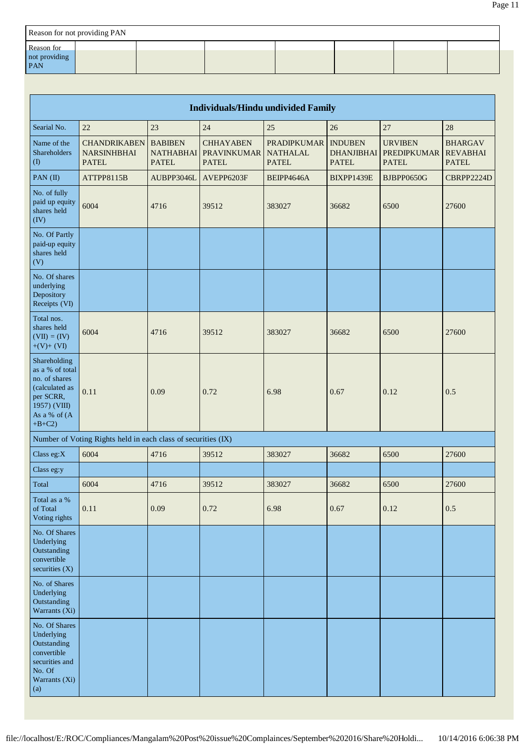| Reason for not providing PAN | | | | | | | |
|---|---|---|---|---|---|---|---|
| Reason for not providing PAN | | | | | | | |

| Individuals/Hindu undivided Family | | | | | | | |
|---|---|---|---|---|---|---|---|
| Searial No. | 22 | 23 | 24 | 25 | 26 | 27 | 28 |
| Name of the Shareholders (I) | CHANDRIKABEN NARSINHBHAI PATEL | BABIBEN NATHABHAI PATEL | CHHAYABEN PRAVINKUMAR PATEL | PRADIPKUMAR NATHALAL PATEL | INDUBEN DHANJIBHAI PATEL | URVIBEN PREDIPKUMAR PATEL | BHARGAV REVABHAI PATEL |
| PAN (II) | ATTPP8115B | AUBPP3046L | AVEPP6203F | BEIPP4646A | BIXPP1439E | BJBPP0650G | CBRPP2224D |
| No. of fully paid up equity shares held (IV) | 6004 | 4716 | 39512 | 383027 | 36682 | 6500 | 27600 |
| No. Of Partly paid-up equity shares held (V) | | | | | | | |
| No. Of shares underlying Depository Receipts (VI) | | | | | | | |
| Total nos. shares held (VII) = (IV) +(V)+ (VI) | 6004 | 4716 | 39512 | 383027 | 36682 | 6500 | 27600 |
| Shareholding as a % of total no. of shares (calculated as per SCRR, 1957) (VIII) As a % of (A +B+C2) | 0.11 | 0.09 | 0.72 | 6.98 | 0.67 | 0.12 | 0.5 |
| Number of Voting Rights held in each class of securities (IX) | | | | | | | |
| Class eg:X | 6004 | 4716 | 39512 | 383027 | 36682 | 6500 | 27600 |
| Class eg:y | | | | | | | |
| Total | 6004 | 4716 | 39512 | 383027 | 36682 | 6500 | 27600 |
| Total as a % of Total Voting rights | 0.11 | 0.09 | 0.72 | 6.98 | 0.67 | 0.12 | 0.5 |
| No. Of Shares Underlying Outstanding convertible securities (X) | | | | | | | |
| No. of Shares Underlying Outstanding Warrants (Xi) | | | | | | | |
| No. Of Shares Underlying Outstanding convertible securities and No. Of Warrants (Xi) (a) | | | | | | | |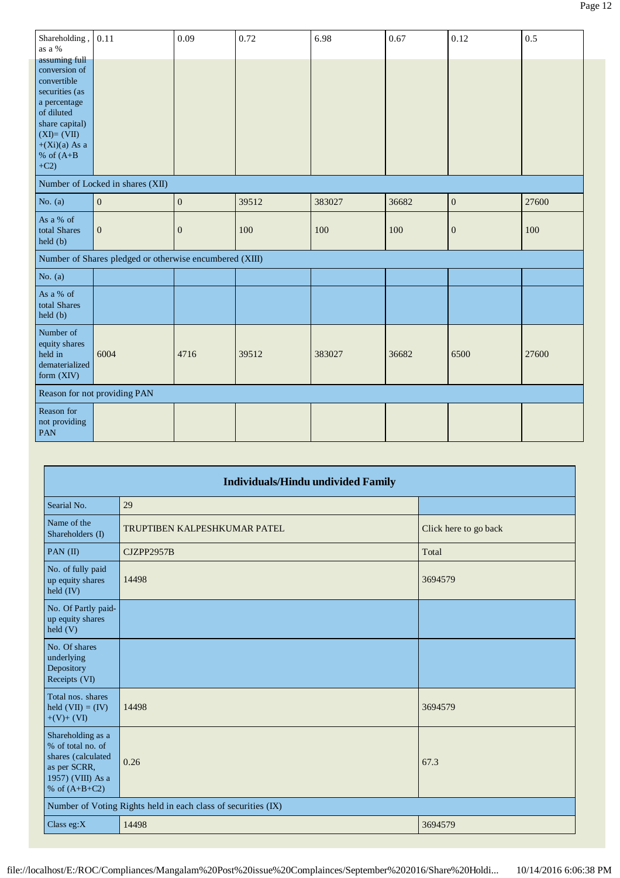| Shareholding , as a % assuming full conversion of convertible securities (as a percentage of diluted share capital) (XI)= (VII) +(Xi)(a) As a % of (A+B +C2) | 0.11 | 0.09 | 0.72 | 6.98 | 0.67 | 0.12 | 0.5 |
|---|---|---|---|---|---|---|---|
| Number of Locked in shares (XII) | | | | | | | |
| No. (a) | 0 | 0 | 39512 | 383027 | 36682 | 0 | 27600 |
| As a % of total Shares held (b) | 0 | 0 | 100 | 100 | 100 | 0 | 100 |
| Number of Shares pledged or otherwise encumbered (XIII) | | | | | | | |
| No. (a) | | | | | | | |
| As a % of total Shares held (b) | | | | | | | |
| Number of equity shares held in dematerialized form (XIV) | 6004 | 4716 | 39512 | 383027 | 36682 | 6500 | 27600 |
| Reason for not providing PAN | | | | | | | |
| Reason for not providing PAN | | | | | | | |

| Individuals/Hindu undivided Family | | |
|---|---|---|
| Searial No. | 29 | |
| Name of the Shareholders (I) | TRUPTIBEN KALPESHKUMAR PATEL | Click here to go back |
| PAN (II) | CJZPP2957B | Total |
| No. of fully paid up equity shares held (IV) | 14498 | 3694579 |
| No. Of Partly paid-up equity shares held (V) | | |
| No. Of shares underlying Depository Receipts (VI) | | |
| Total nos. shares held (VII) = (IV) +(V)+ (VI) | 14498 | 3694579 |
| Shareholding as a % of total no. of shares (calculated as per SCRR, 1957) (VIII) As a % of (A+B+C2) | 0.26 | 67.3 |
| Number of Voting Rights held in each class of securities (IX) | | |
| Class eg:X | 14498 | 3694579 |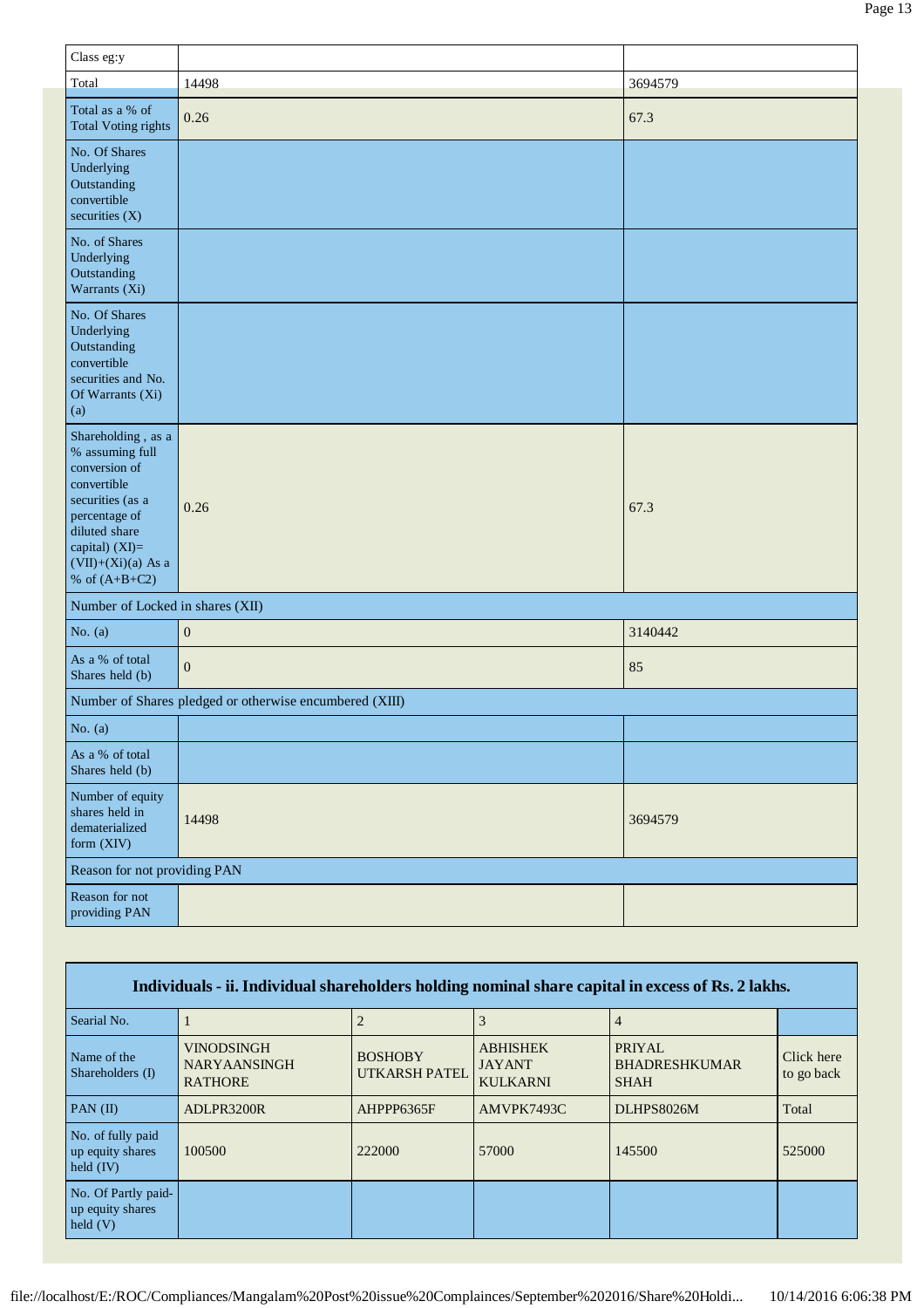| Class eg:y | | |
|---|---|---|
| Total | 14498 | 3694579 |
| Total as a % of Total Voting rights | 0.26 | 67.3 |
| No. Of Shares Underlying Outstanding convertible securities (X) | | |
| No. of Shares Underlying Outstanding Warrants (Xi) | | |
| No. Of Shares Underlying Outstanding convertible securities and No. Of Warrants (Xi) (a) | | |
| Shareholding , as a % assuming full conversion of convertible securities (as a percentage of diluted share capital) (XI)= (VII)+(Xi)(a) As a % of (A+B+C2) | 0.26 | 67.3 |
| Number of Locked in shares (XII) | | |
| No. (a) | 0 | 3140442 |
| As a % of total Shares held (b) | 0 | 85 |
| Number of Shares pledged or otherwise encumbered (XIII) | | |
| No. (a) | | |
| As a % of total Shares held (b) | | |
| Number of equity shares held in dematerialized form (XIV) | 14498 | 3694579 |
| Reason for not providing PAN | | |
| Reason for not providing PAN | | |

| Individuals - ii. Individual shareholders holding nominal share capital in excess of Rs. 2 lakhs. | | | | | |
|---|---|---|---|---|---|
| Searial No. | 1 | 2 | 3 | 4 | |
| Name of the Shareholders (I) | VINODSINGH NARYAANSINGH RATHORE | BOSHOBY UTKARSH PATEL | ABHISHEK JAYANT KULKARNI | PRIYAL BHADRESHKUMAR SHAH | Click here to go back |
| PAN (II) | ADLPR3200R | AHPPP6365F | AMVPK7493C | DLHPS8026M | Total |
| No. of fully paid up equity shares held (IV) | 100500 | 222000 | 57000 | 145500 | 525000 |
| No. Of Partly paid-up equity shares held (V) | | | | | |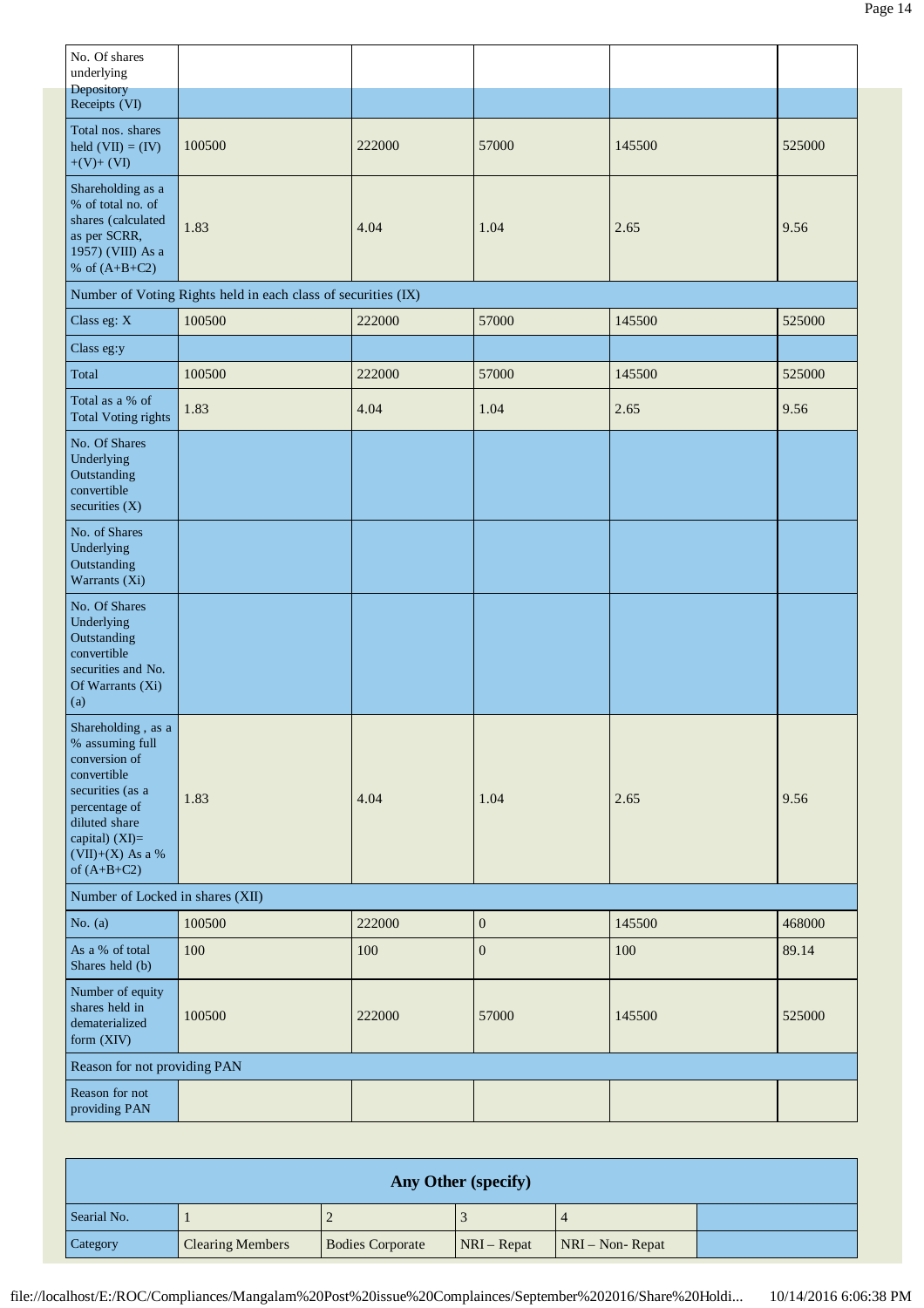| | | | | | |
|---|---|---|---|---|---|
| No. Of shares underlying Depository Receipts (VI) | | | | | |
| Total nos. shares held (VII) = (IV)+(V)+ (VI) | 100500 | 222000 | 57000 | 145500 | 525000 |
| Shareholding as a % of total no. of shares (calculated as per SCRR, 1957) (VIII) As a % of (A+B+C2) | 1.83 | 4.04 | 1.04 | 2.65 | 9.56 |
| Number of Voting Rights held in each class of securities (IX) | | | | | |
| Class eg: X | 100500 | 222000 | 57000 | 145500 | 525000 |
| Class eg:y | | | | | |
| Total | 100500 | 222000 | 57000 | 145500 | 525000 |
| Total as a % of Total Voting rights | 1.83 | 4.04 | 1.04 | 2.65 | 9.56 |
| No. Of Shares Underlying Outstanding convertible securities (X) | | | | | |
| No. of Shares Underlying Outstanding Warrants (Xi) | | | | | |
| No. Of Shares Underlying Outstanding convertible securities and No. Of Warrants (Xi) (a) | | | | | |
| Shareholding , as a % assuming full conversion of convertible securities (as a percentage of diluted share capital) (XI)= (VII)+(X) As a % of (A+B+C2) | 1.83 | 4.04 | 1.04 | 2.65 | 9.56 |
| Number of Locked in shares (XII) | | | | | |
| No. (a) | 100500 | 222000 | 0 | 145500 | 468000 |
| As a % of total Shares held (b) | 100 | 100 | 0 | 100 | 89.14 |
| Number of equity shares held in dematerialized form (XIV) | 100500 | 222000 | 57000 | 145500 | 525000 |
| Reason for not providing PAN | | | | | |
| Reason for not providing PAN | | | | | |

| Any Other (specify) | | | | | |
|---|---|---|---|---|---|
| Searial No. | 1 | 2 | 3 | 4 | |
| Category | Clearing Members | Bodies Corporate | NRI – Repat | NRI – Non- Repat | |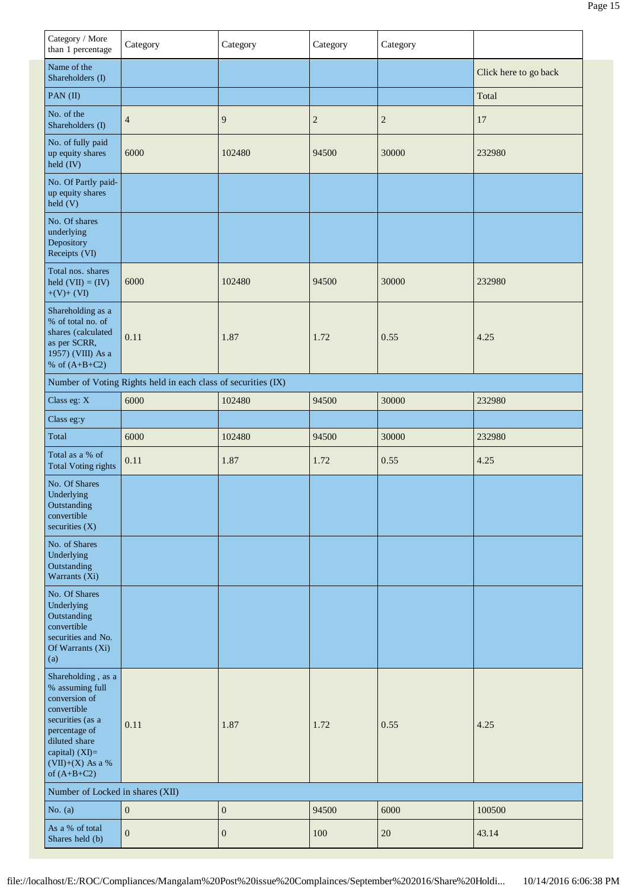| Category / More than 1 percentage | Category | Category | Category | Category | |
|---|---|---|---|---|---|
| Name of the Shareholders (I) | | | | | Click here to go back |
| PAN (II) | | | | | Total |
| No. of the Shareholders (I) | 4 | 9 | 2 | 2 | 17 |
| No. of fully paid up equity shares held (IV) | 6000 | 102480 | 94500 | 30000 | 232980 |
| No. Of Partly paid-up equity shares held (V) | | | | | |
| No. Of shares underlying Depository Receipts (VI) | | | | | |
| Total nos. shares held (VII) = (IV) +(V)+ (VI) | 6000 | 102480 | 94500 | 30000 | 232980 |
| Shareholding as a % of total no. of shares (calculated as per SCRR, 1957) (VIII) As a % of (A+B+C2) | 0.11 | 1.87 | 1.72 | 0.55 | 4.25 |
| Number of Voting Rights held in each class of securities (IX) | | | | | |
| Class eg: X | 6000 | 102480 | 94500 | 30000 | 232980 |
| Class eg:y | | | | | |
| Total | 6000 | 102480 | 94500 | 30000 | 232980 |
| Total as a % of Total Voting rights | 0.11 | 1.87 | 1.72 | 0.55 | 4.25 |
| No. Of Shares Underlying Outstanding convertible securities (X) | | | | | |
| No. of Shares Underlying Outstanding Warrants (Xi) | | | | | |
| No. Of Shares Underlying Outstanding convertible securities and No. Of Warrants (Xi) (a) | | | | | |
| Shareholding , as a % assuming full conversion of convertible securities (as a percentage of diluted share capital) (XI)= (VII)+(X) As a % of (A+B+C2) | 0.11 | 1.87 | 1.72 | 0.55 | 4.25 |
| Number of Locked in shares (XII) | | | | | |
| No. (a) | 0 | 0 | 94500 | 6000 | 100500 |
| As a % of total Shares held (b) | 0 | 0 | 100 | 20 | 43.14 |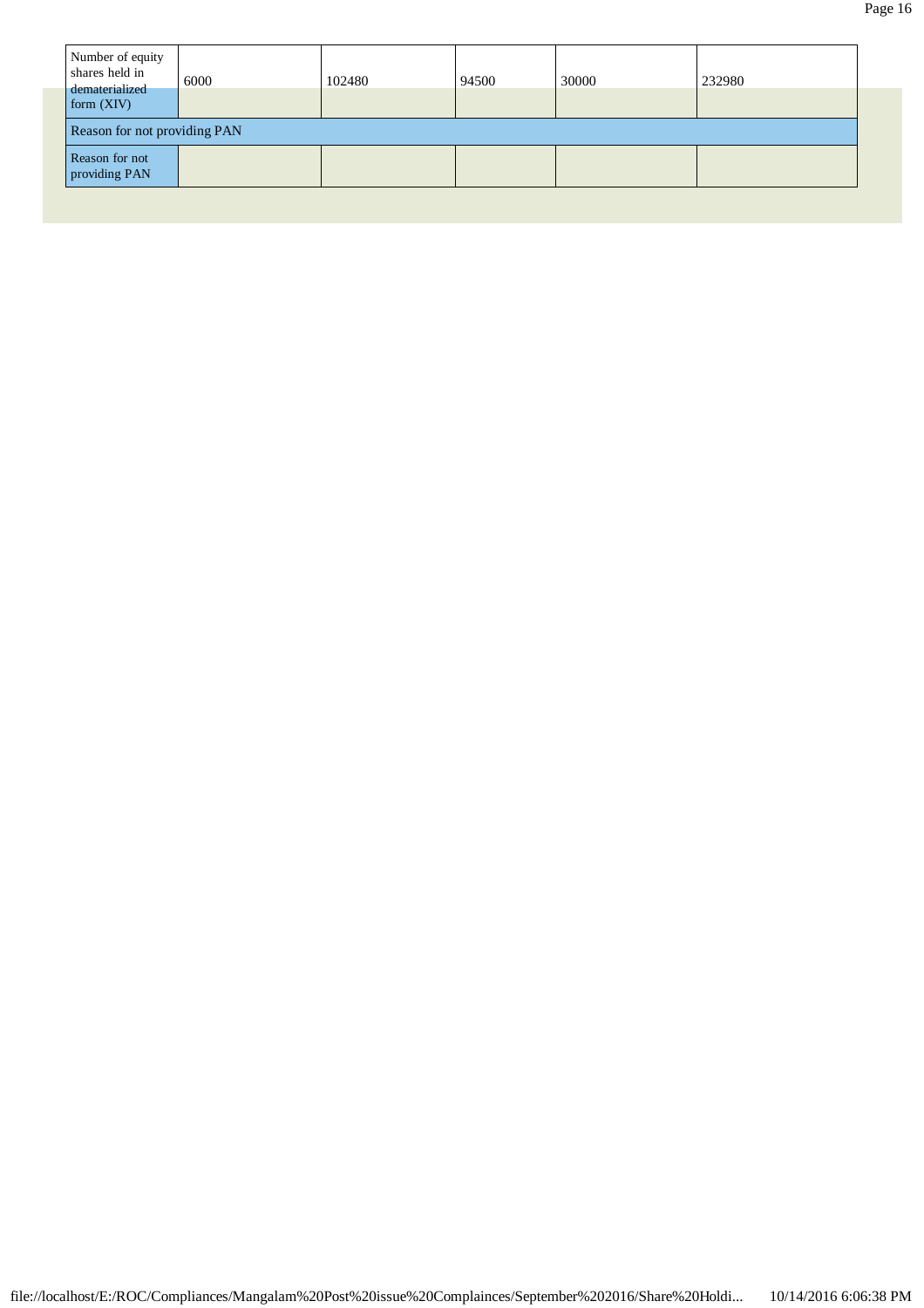| | | | | | |
|---|---|---|---|---|---|
| Number of equity shares held in dematerialized form (XIV) | 6000 | 102480 | 94500 | 30000 | 232980 |
| Reason for not providing PAN | | | | | |
| Reason for not providing PAN | | | | | |